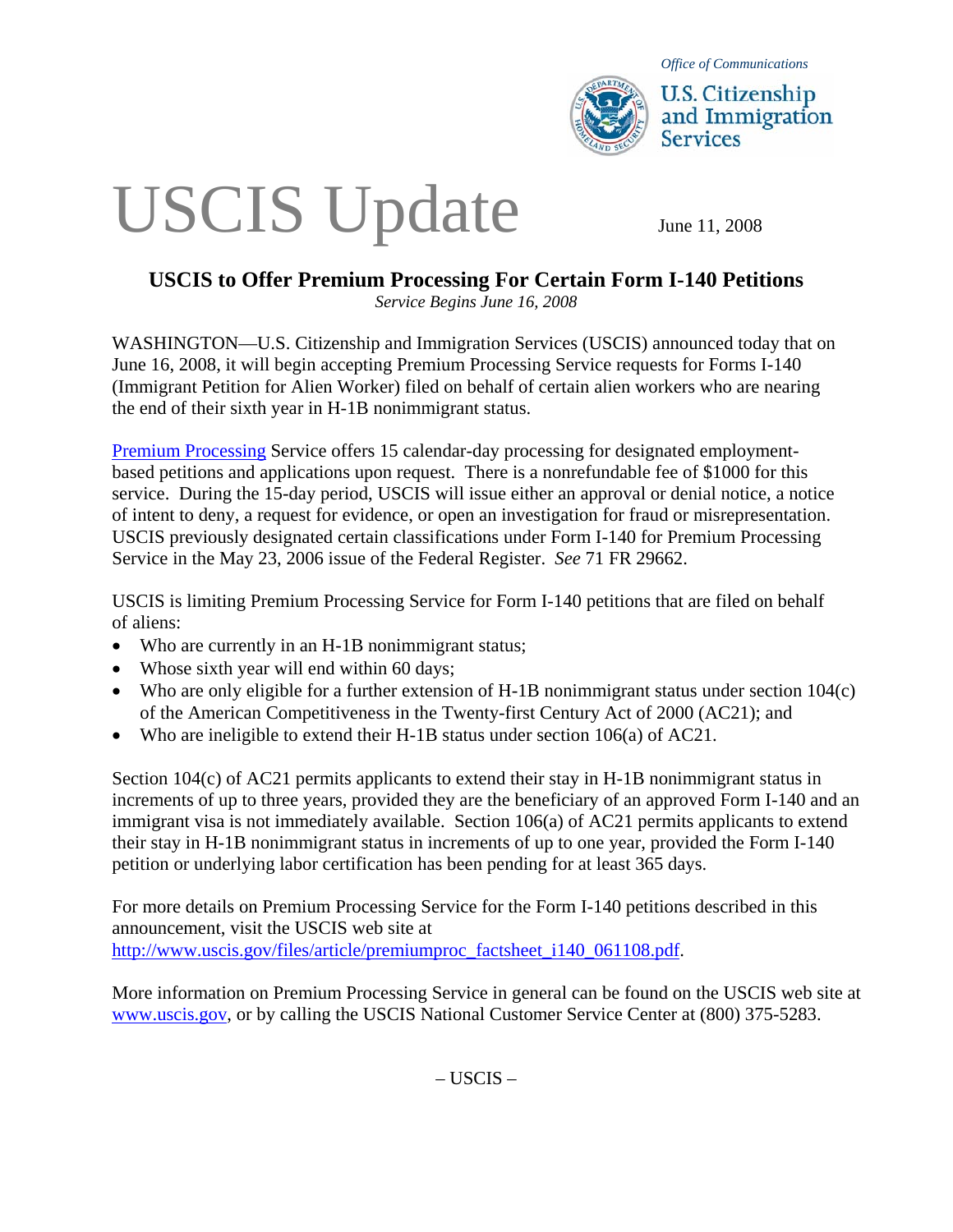Office of Communications

U.S. Citizenship and Immigration Services

# USCIS Update

June 11, 2008

## USCIS to Offer Premium Processing For Certain Form I-140 Petitions

*Service Begins June 16, 2008*

WASHINGTON—U.S. Citizenship and Immigration Services (USCIS) announced today that on June 16, 2008, it will begin accepting Premium Processing Service requests for Forms I-140 (Immigrant Petition for Alien Worker) filed on behalf of certain alien workers who are nearing the end of their sixth year in H-1B nonimmigrant status.

Premium Processing Service offers 15 calendar-day processing for designated employment-based petitions and applications upon request. There is a nonrefundable fee of $1000 for this service. During the 15-day period, USCIS will issue either an approval or denial notice, a notice of intent to deny, a request for evidence, or open an investigation for fraud or misrepresentation. USCIS previously designated certain classifications under Form I-140 for Premium Processing Service in the May 23, 2006 issue of the Federal Register. *See* 71 FR 29662.

USCIS is limiting Premium Processing Service for Form I-140 petitions that are filed on behalf of aliens:

- Who are currently in an H-1B nonimmigrant status;
- Whose sixth year will end within 60 days;
- Who are only eligible for a further extension of H-1B nonimmigrant status under section 104(c) of the American Competitiveness in the Twenty-first Century Act of 2000 (AC21); and
- Who are ineligible to extend their H-1B status under section 106(a) of AC21.

Section 104(c) of AC21 permits applicants to extend their stay in H-1B nonimmigrant status in increments of up to three years, provided they are the beneficiary of an approved Form I-140 and an immigrant visa is not immediately available. Section 106(a) of AC21 permits applicants to extend their stay in H-1B nonimmigrant status in increments of up to one year, provided the Form I-140 petition or underlying labor certification has been pending for at least 365 days.

For more details on Premium Processing Service for the Form I-140 petitions described in this announcement, visit the USCIS web site at http://www.uscis.gov/files/article/premiumproc_factsheet_i140_061108.pdf.

More information on Premium Processing Service in general can be found on the USCIS web site at www.uscis.gov, or by calling the USCIS National Customer Service Center at (800) 375-5283.

– USCIS –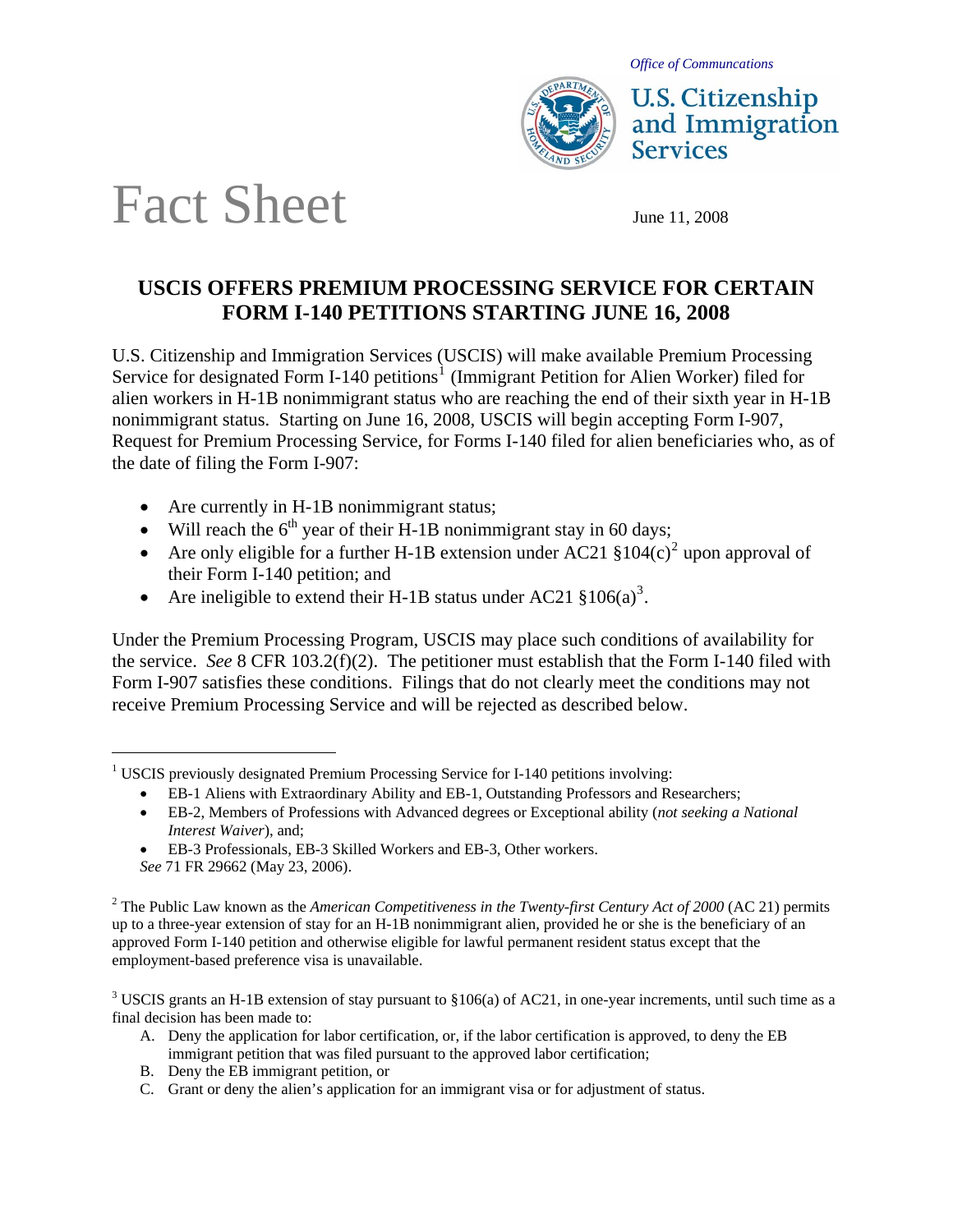Office of Communcations

U.S. Citizenship and Immigration Services

# Fact Sheet

June 11, 2008

## USCIS OFFERS PREMIUM PROCESSING SERVICE FOR CERTAIN FORM I-140 PETITIONS STARTING JUNE 16, 2008

U.S. Citizenship and Immigration Services (USCIS) will make available Premium Processing Service for designated Form I-140 petitions[1] (Immigrant Petition for Alien Worker) filed for alien workers in H-1B nonimmigrant status who are reaching the end of their sixth year in H-1B nonimmigrant status. Starting on June 16, 2008, USCIS will begin accepting Form I-907, Request for Premium Processing Service, for Forms I-140 filed for alien beneficiaries who, as of the date of filing the Form I-907:

- Are currently in H-1B nonimmigrant status;
- Will reach the 6th year of their H-1B nonimmigrant stay in 60 days;
- Are only eligible for a further H-1B extension under AC21 §104(c)[2] upon approval of their Form I-140 petition; and
- Are ineligible to extend their H-1B status under AC21 §106(a)[3].

Under the Premium Processing Program, USCIS may place such conditions of availability for the service. *See* 8 CFR 103.2(f)(2). The petitioner must establish that the Form I-140 filed with Form I-907 satisfies these conditions. Filings that do not clearly meet the conditions may not receive Premium Processing Service and will be rejected as described below.

---

[1] USCIS previously designated Premium Processing Service for I-140 petitions involving:

- EB-1 Aliens with Extraordinary Ability and EB-1, Outstanding Professors and Researchers;
- EB-2, Members of Professions with Advanced degrees or Exceptional ability (*not seeking a National Interest Waiver*), and;
- EB-3 Professionals, EB-3 Skilled Workers and EB-3, Other workers.

*See* 71 FR 29662 (May 23, 2006).

[2] The Public Law known as the *American Competitiveness in the Twenty-first Century Act of 2000* (AC 21) permits up to a three-year extension of stay for an H-1B nonimmigrant alien, provided he or she is the beneficiary of an approved Form I-140 petition and otherwise eligible for lawful permanent resident status except that the employment-based preference visa is unavailable.

[3] USCIS grants an H-1B extension of stay pursuant to §106(a) of AC21, in one-year increments, until such time as a final decision has been made to:

A. Deny the application for labor certification, or, if the labor certification is approved, to deny the EB immigrant petition that was filed pursuant to the approved labor certification;
B. Deny the EB immigrant petition, or
C. Grant or deny the alien's application for an immigrant visa or for adjustment of status.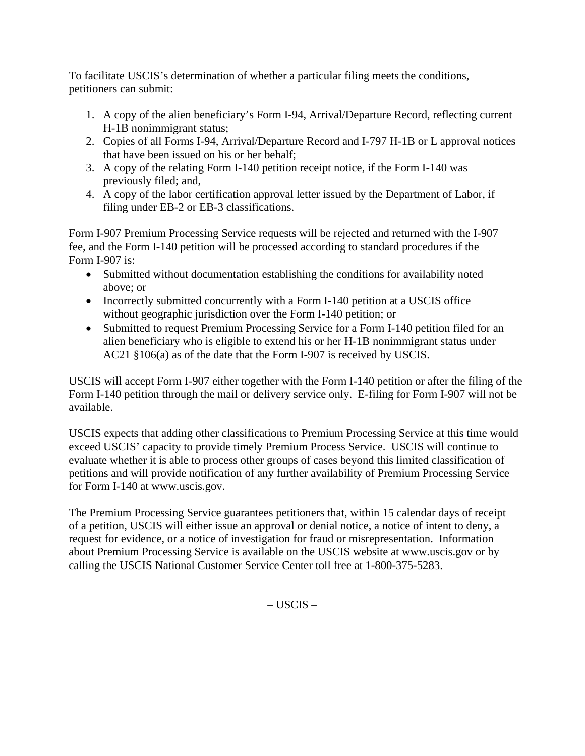To facilitate USCIS's determination of whether a particular filing meets the conditions, petitioners can submit:

1. A copy of the alien beneficiary's Form I-94, Arrival/Departure Record, reflecting current H-1B nonimmigrant status;
2. Copies of all Forms I-94, Arrival/Departure Record and I-797 H-1B or L approval notices that have been issued on his or her behalf;
3. A copy of the relating Form I-140 petition receipt notice, if the Form I-140 was previously filed; and,
4. A copy of the labor certification approval letter issued by the Department of Labor, if filing under EB-2 or EB-3 classifications.

Form I-907 Premium Processing Service requests will be rejected and returned with the I-907 fee, and the Form I-140 petition will be processed according to standard procedures if the Form I-907 is:

- Submitted without documentation establishing the conditions for availability noted above; or
- Incorrectly submitted concurrently with a Form I-140 petition at a USCIS office without geographic jurisdiction over the Form I-140 petition; or
- Submitted to request Premium Processing Service for a Form I-140 petition filed for an alien beneficiary who is eligible to extend his or her H-1B nonimmigrant status under AC21 §106(a) as of the date that the Form I-907 is received by USCIS.

USCIS will accept Form I-907 either together with the Form I-140 petition or after the filing of the Form I-140 petition through the mail or delivery service only. E-filing for Form I-907 will not be available.

USCIS expects that adding other classifications to Premium Processing Service at this time would exceed USCIS' capacity to provide timely Premium Process Service. USCIS will continue to evaluate whether it is able to process other groups of cases beyond this limited classification of petitions and will provide notification of any further availability of Premium Processing Service for Form I-140 at www.uscis.gov.

The Premium Processing Service guarantees petitioners that, within 15 calendar days of receipt of a petition, USCIS will either issue an approval or denial notice, a notice of intent to deny, a request for evidence, or a notice of investigation for fraud or misrepresentation. Information about Premium Processing Service is available on the USCIS website at www.uscis.gov or by calling the USCIS National Customer Service Center toll free at 1-800-375-5283.

– USCIS –